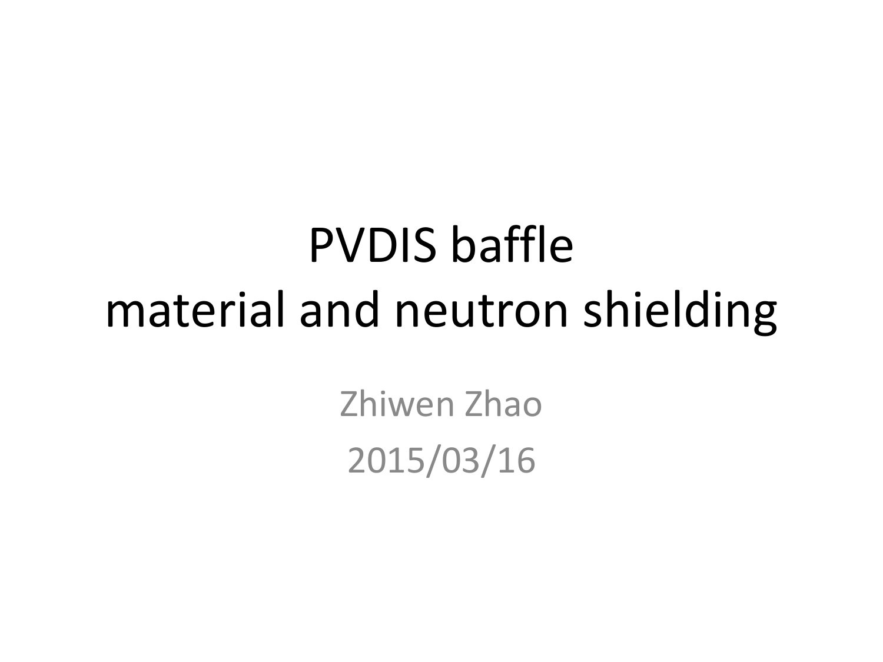# PVDIS baffle material and neutron shielding

Zhiwen Zhao

2015/03/16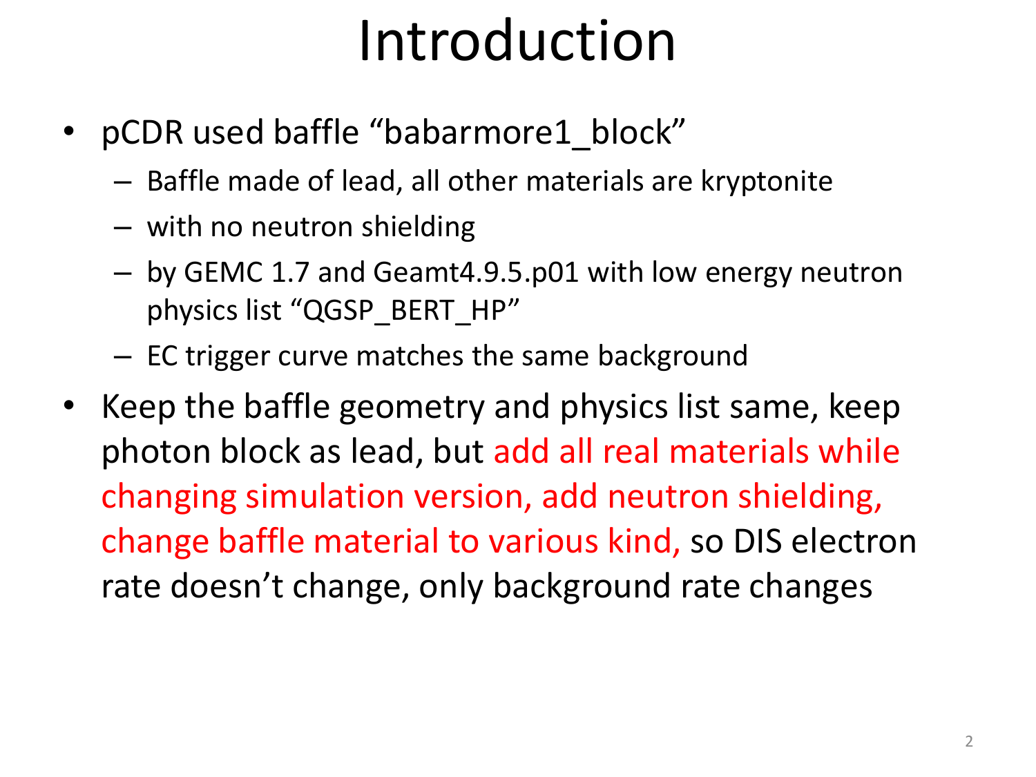# Introduction

- pCDR used baffle "babarmore1_block"
  - Baffle made of lead, all other materials are kryptonite
  - with no neutron shielding
  - by GEMC 1.7 and Geamt4.9.5.p01 with low energy neutron physics list "QGSP_BERT_HP"
  - EC trigger curve matches the same background
- Keep the baffle geometry and physics list same, keep photon block as lead, but add all real materials while changing simulation version, add neutron shielding, change baffle material to various kind, so DIS electron rate doesn't change, only background rate changes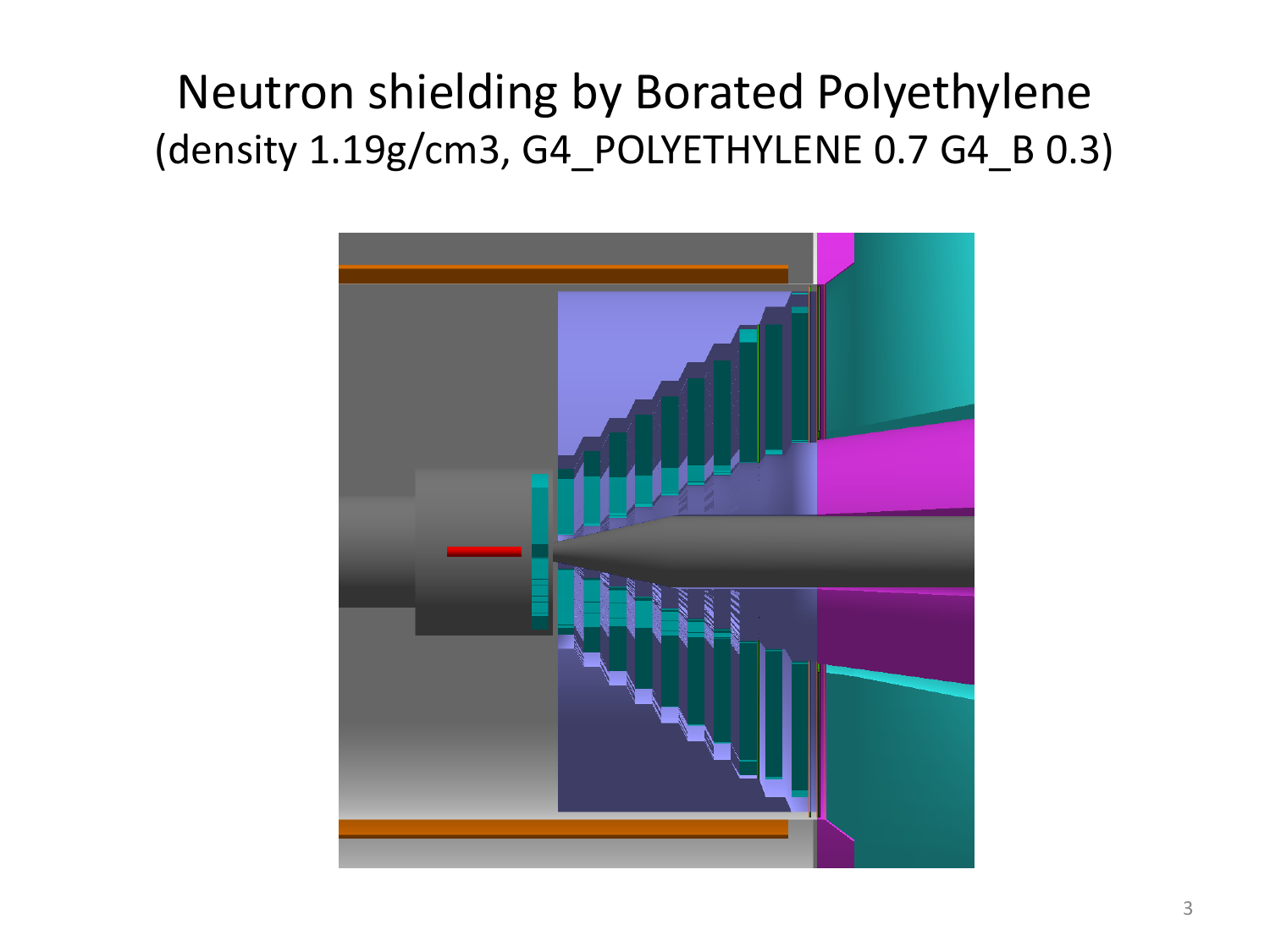# Neutron shielding by Borated Polyethylene

(density 1.19g/cm3, G4_POLYETHYLENE 0.7 G4_B 0.3)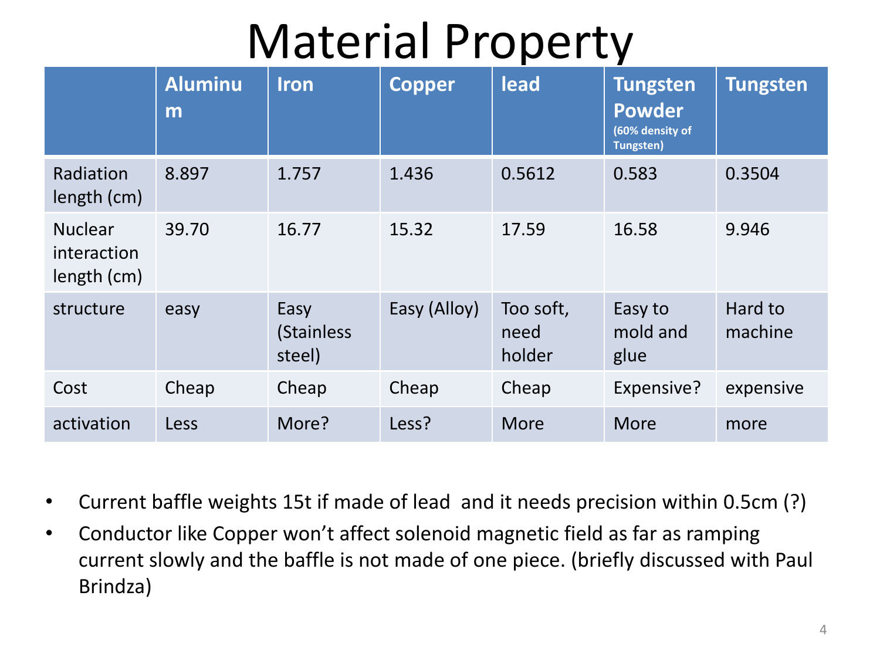# Material Property

| | Aluminum | Iron | Copper | lead | Tungsten Powder (60% density of Tungsten) | Tungsten |
|---|---|---|---|---|---|---|
| Radiation length (cm) | 8.897 | 1.757 | 1.436 | 0.5612 | 0.583 | 0.3504 |
| Nuclear interaction length (cm) | 39.70 | 16.77 | 15.32 | 17.59 | 16.58 | 9.946 |
| structure | easy | Easy (Stainless steel) | Easy (Alloy) | Too soft, need holder | Easy to mold and glue | Hard to machine |
| Cost | Cheap | Cheap | Cheap | Cheap | Expensive? | expensive |
| activation | Less | More? | Less? | More | More | more |

- Current baffle weights 15t if made of lead and it needs precision within 0.5cm (?)
- Conductor like Copper won't affect solenoid magnetic field as far as ramping current slowly and the baffle is not made of one piece. (briefly discussed with Paul Brindza)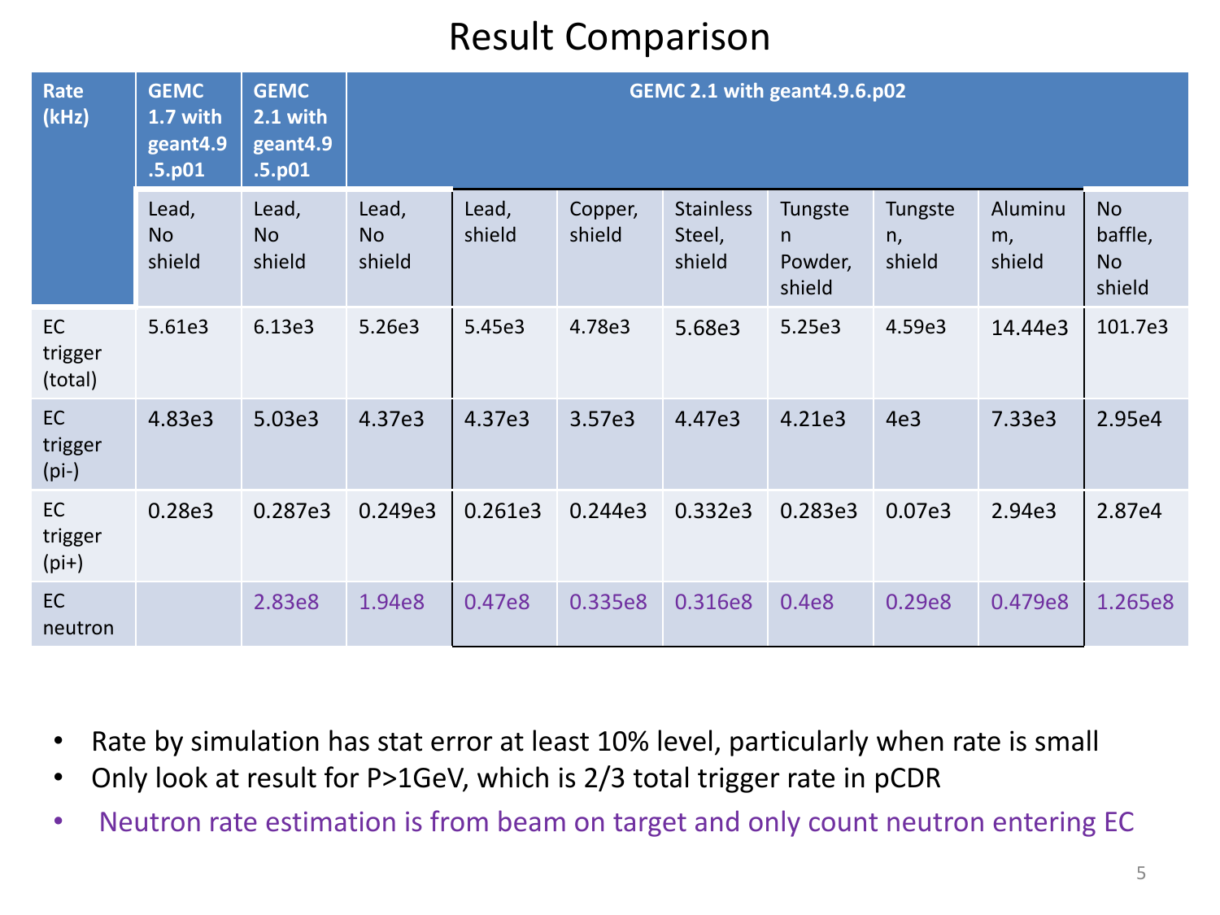# Result Comparison

| Rate (kHz) | GEMC 1.7 with geant4.9.5.p01 | GEMC 2.1 with geant4.9.5.p01 | GEMC 2.1 with geant4.9.6.p02 | | | | | | | |
|---|---|---|---|---|---|---|---|---|---|---|
| | Lead, No shield | Lead, No shield | Lead, No shield | Lead, shield | Copper, shield | Stainless Steel, shield | Tungsten Powder, shield | Tungsten, shield | Aluminum, shield | No baffle, No shield |
| EC trigger (total) | 5.61e3 | 6.13e3 | 5.26e3 | 5.45e3 | 4.78e3 | 5.68e3 | 5.25e3 | 4.59e3 | 14.44e3 | 101.7e3 |
| EC trigger (pi-) | 4.83e3 | 5.03e3 | 4.37e3 | 4.37e3 | 3.57e3 | 4.47e3 | 4.21e3 | 4e3 | 7.33e3 | 2.95e4 |
| EC trigger (pi+) | 0.28e3 | 0.287e3 | 0.249e3 | 0.261e3 | 0.244e3 | 0.332e3 | 0.283e3 | 0.07e3 | 2.94e3 | 2.87e4 |
| EC neutron | | 2.83e8 | 1.94e8 | 0.47e8 | 0.335e8 | 0.316e8 | 0.4e8 | 0.29e8 | 0.479e8 | 1.265e8 |

- Rate by simulation has stat error at least 10% level, particularly when rate is small
- Only look at result for P>1GeV, which is 2/3 total trigger rate in pCDR
- Neutron rate estimation is from beam on target and only count neutron entering EC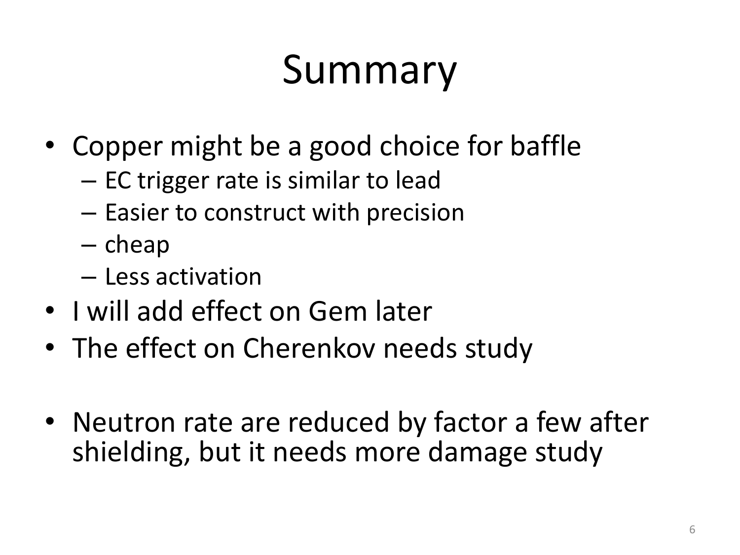# Summary

- Copper might be a good choice for baffle
  - EC trigger rate is similar to lead
  - Easier to construct with precision
  - cheap
  - Less activation
- I will add effect on Gem later
- The effect on Cherenkov needs study

- Neutron rate are reduced by factor a few after shielding, but it needs more damage study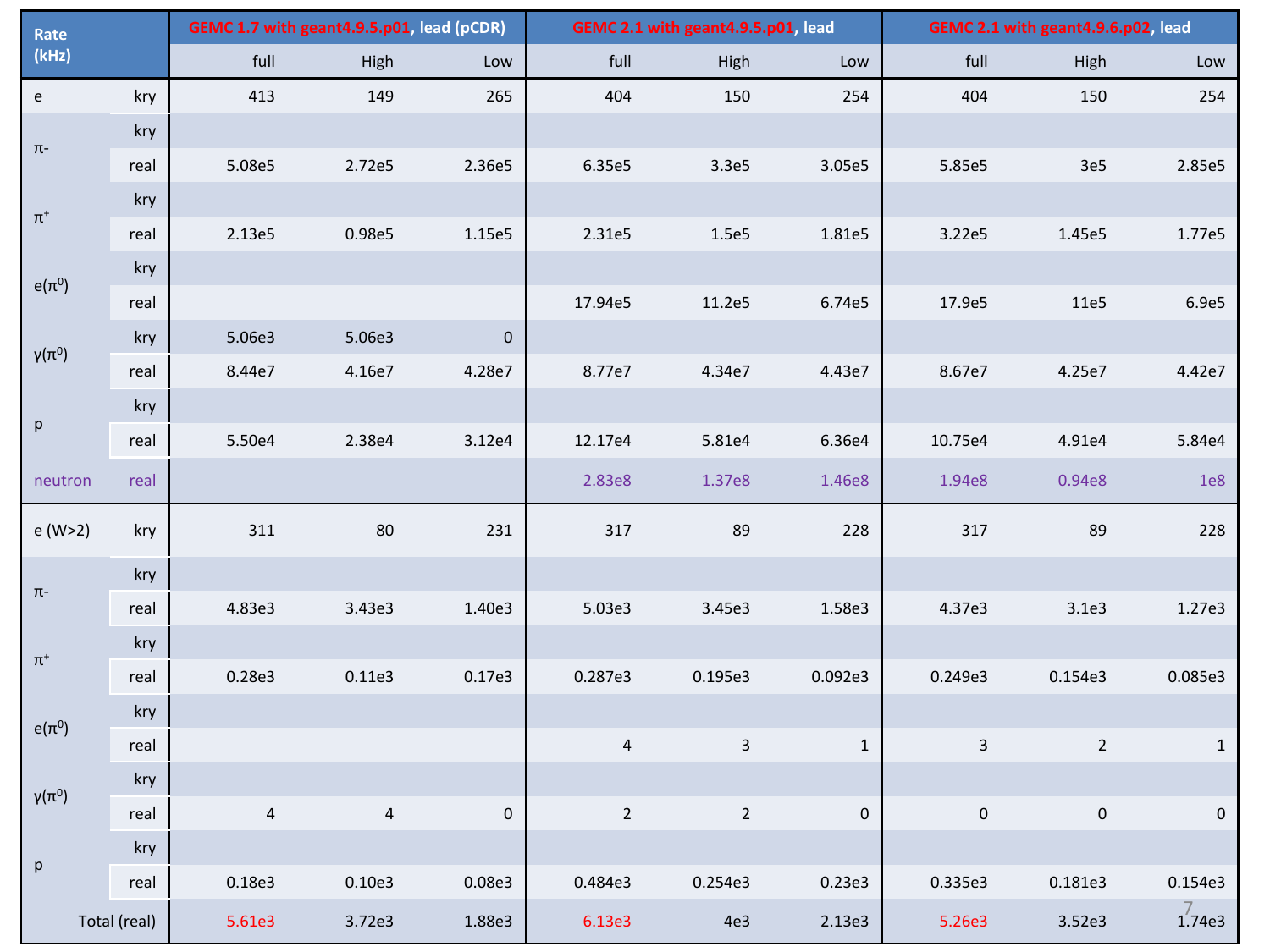| Rate (kHz) | | GEMC 1.7 with geant4.9.5.p01, lead (pCDR) | | | GEMC 2.1 with geant4.9.5.p01, lead | | | GEMC 2.1 with geant4.9.6.p02, lead | | |
|---|---|---|---|---|---|---|---|---|---|---|
| | | full | High | Low | full | High | Low | full | High | Low |
| e | kry | 413 | 149 | 265 | 404 | 150 | 254 | 404 | 150 | 254 |
| π- | kry | | | | | | | | | |
| | real | 5.08e5 | 2.72e5 | 2.36e5 | 6.35e5 | 3.3e5 | 3.05e5 | 5.85e5 | 3e5 | 2.85e5 |
| π+ | kry | | | | | | | | | |
| | real | 2.13e5 | 0.98e5 | 1.15e5 | 2.31e5 | 1.5e5 | 1.81e5 | 3.22e5 | 1.45e5 | 1.77e5 |
| e(π0) | kry | | | | | | | | | |
| | real | | | | 17.94e5 | 11.2e5 | 6.74e5 | 17.9e5 | 11e5 | 6.9e5 |
| γ(π0) | kry | 5.06e3 | 5.06e3 | 0 | | | | | | |
| | real | 8.44e7 | 4.16e7 | 4.28e7 | 8.77e7 | 4.34e7 | 4.43e7 | 8.67e7 | 4.25e7 | 4.42e7 |
| p | kry | | | | | | | | | |
| | real | 5.50e4 | 2.38e4 | 3.12e4 | 12.17e4 | 5.81e4 | 6.36e4 | 10.75e4 | 4.91e4 | 5.84e4 |
| neutron | real | | | | 2.83e8 | 1.37e8 | 1.46e8 | 1.94e8 | 0.94e8 | 1e8 |
| e (W>2) | kry | 311 | 80 | 231 | 317 | 89 | 228 | 317 | 89 | 228 |
| π- | kry | | | | | | | | | |
| | real | 4.83e3 | 3.43e3 | 1.40e3 | 5.03e3 | 3.45e3 | 1.58e3 | 4.37e3 | 3.1e3 | 1.27e3 |
| π+ | kry | | | | | | | | | |
| | real | 0.28e3 | 0.11e3 | 0.17e3 | 0.287e3 | 0.195e3 | 0.092e3 | 0.249e3 | 0.154e3 | 0.085e3 |
| e(π0) | kry | | | | | | | | | |
| | real | | | | 4 | 3 | 1 | 3 | 2 | 1 |
| γ(π0) | kry | | | | | | | | | |
| | real | 4 | 4 | 0 | 2 | 2 | 0 | 0 | 0 | 0 |
| p | kry | | | | | | | | | |
| | real | 0.18e3 | 0.10e3 | 0.08e3 | 0.484e3 | 0.254e3 | 0.23e3 | 0.335e3 | 0.181e3 | 0.154e3 |
| Total (real) | | 5.61e3 | 3.72e3 | 1.88e3 | 6.13e3 | 4e3 | 2.13e3 | 5.26e3 | 3.52e3 | 1.74e3 |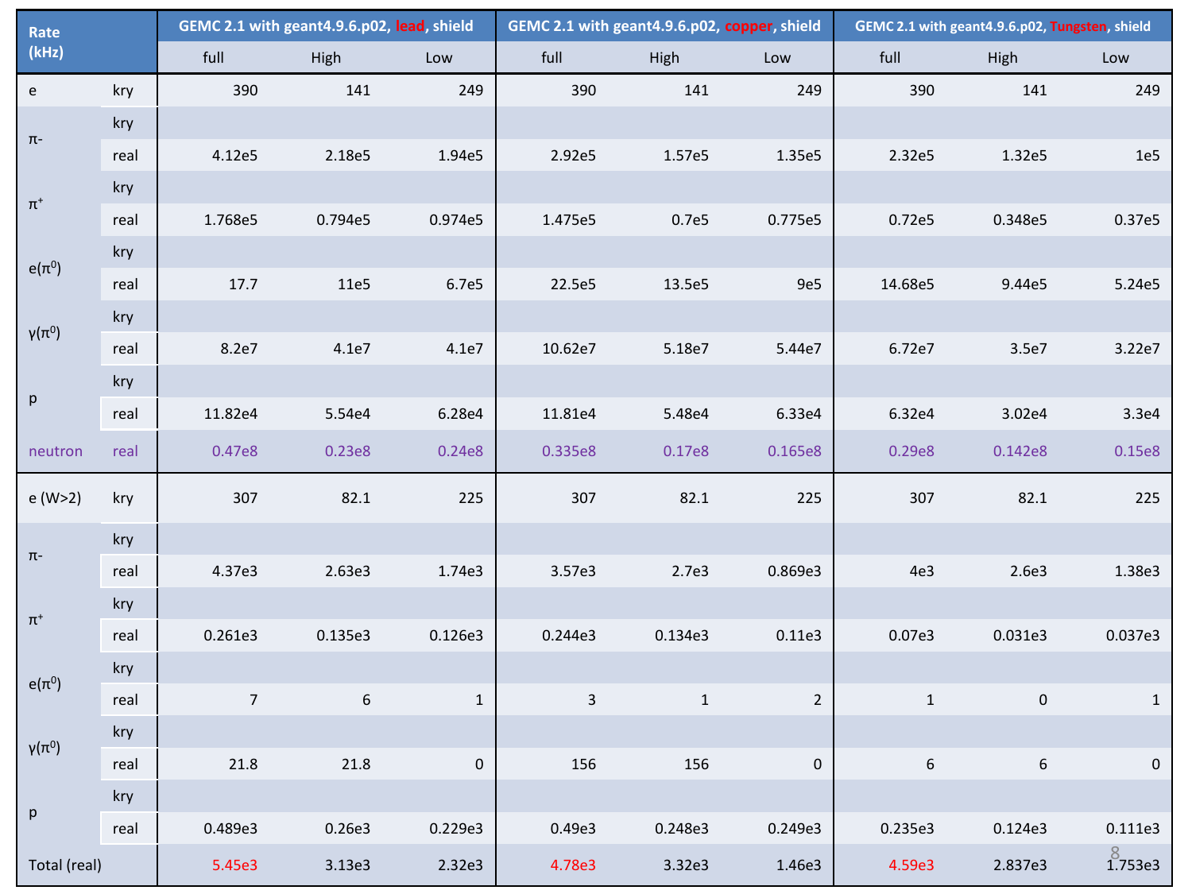| Rate (kHz) | | GEMC 2.1 with geant4.9.6.p02, lead, shield | | | GEMC 2.1 with geant4.9.6.p02, copper, shield | | | GEMC 2.1 with geant4.9.6.p02, Tungsten, shield | | |
|---|---|---|---|---|---|---|---|---|---|---|
| | | full | High | Low | full | High | Low | full | High | Low |
| e | kry | 390 | 141 | 249 | 390 | 141 | 249 | 390 | 141 | 249 |
| π- | kry | | | | | | | | | |
| | real | 4.12e5 | 2.18e5 | 1.94e5 | 2.92e5 | 1.57e5 | 1.35e5 | 2.32e5 | 1.32e5 | 1e5 |
| $\pi^+$ | kry | | | | | | | | | |
| | real | 1.768e5 | 0.794e5 | 0.974e5 | 1.475e5 | 0.7e5 | 0.775e5 | 0.72e5 | 0.348e5 | 0.37e5 |
| e($\pi^0$) | kry | | | | | | | | | |
| | real | 17.7 | 11e5 | 6.7e5 | 22.5e5 | 13.5e5 | 9e5 | 14.68e5 | 9.44e5 | 5.24e5 |
| γ($\pi^0$) | kry | | | | | | | | | |
| | real | 8.2e7 | 4.1e7 | 4.1e7 | 10.62e7 | 5.18e7 | 5.44e7 | 6.72e7 | 3.5e7 | 3.22e7 |
| p | kry | | | | | | | | | |
| | real | 11.82e4 | 5.54e4 | 6.28e4 | 11.81e4 | 5.48e4 | 6.33e4 | 6.32e4 | 3.02e4 | 3.3e4 |
| neutron | real | 0.47e8 | 0.23e8 | 0.24e8 | 0.335e8 | 0.17e8 | 0.165e8 | 0.29e8 | 0.142e8 | 0.15e8 |
| e (W>2) | kry | 307 | 82.1 | 225 | 307 | 82.1 | 225 | 307 | 82.1 | 225 |
| π- | kry | | | | | | | | | |
| | real | 4.37e3 | 2.63e3 | 1.74e3 | 3.57e3 | 2.7e3 | 0.869e3 | 4e3 | 2.6e3 | 1.38e3 |
| $\pi^+$ | kry | | | | | | | | | |
| | real | 0.261e3 | 0.135e3 | 0.126e3 | 0.244e3 | 0.134e3 | 0.11e3 | 0.07e3 | 0.031e3 | 0.037e3 |
| e($\pi^0$) | kry | | | | | | | | | |
| | real | 7 | 6 | 1 | 3 | 1 | 2 | 1 | 0 | 1 |
| γ($\pi^0$) | kry | | | | | | | | | |
| | real | 21.8 | 21.8 | 0 | 156 | 156 | 0 | 6 | 6 | 0 |
| p | kry | | | | | | | | | |
| | real | 0.489e3 | 0.26e3 | 0.229e3 | 0.49e3 | 0.248e3 | 0.249e3 | 0.235e3 | 0.124e3 | 0.111e3 |
| Total (real) | | 5.45e3 | 3.13e3 | 2.32e3 | 4.78e3 | 3.32e3 | 1.46e3 | 4.59e3 | 2.837e3 | 1.753e3 |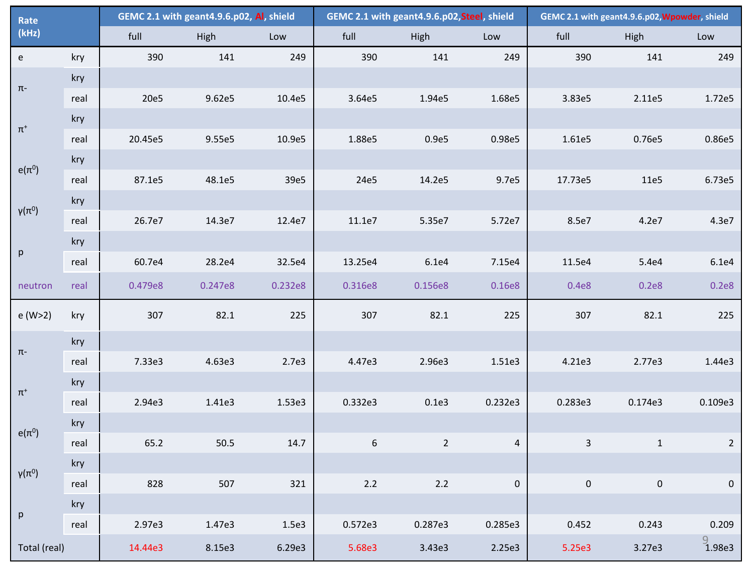| Rate (kHz) | | GEMC 2.1 with geant4.9.6.p02, Al, shield | | | GEMC 2.1 with geant4.9.6.p02,Steel, shield | | | GEMC 2.1 with geant4.9.6.p02,Wpowder, shield | | |
|---|---|---|---|---|---|---|---|---|---|---|
| | | full | High | Low | full | High | Low | full | High | Low |
| e | kry | 390 | 141 | 249 | 390 | 141 | 249 | 390 | 141 | 249 |
| π- | kry | | | | | | | | | |
| | real | 20e5 | 9.62e5 | 10.4e5 | 3.64e5 | 1.94e5 | 1.68e5 | 3.83e5 | 2.11e5 | 1.72e5 |
| $\pi^+$ | kry | | | | | | | | | |
| | real | 20.45e5 | 9.55e5 | 10.9e5 | 1.88e5 | 0.9e5 | 0.98e5 | 1.61e5 | 0.76e5 | 0.86e5 |
| e($\pi^0$) | kry | | | | | | | | | |
| | real | 87.1e5 | 48.1e5 | 39e5 | 24e5 | 14.2e5 | 9.7e5 | 17.73e5 | 11e5 | 6.73e5 |
| γ($\pi^0$) | kry | | | | | | | | | |
| | real | 26.7e7 | 14.3e7 | 12.4e7 | 11.1e7 | 5.35e7 | 5.72e7 | 8.5e7 | 4.2e7 | 4.3e7 |
| p | kry | | | | | | | | | |
| | real | 60.7e4 | 28.2e4 | 32.5e4 | 13.25e4 | 6.1e4 | 7.15e4 | 11.5e4 | 5.4e4 | 6.1e4 |
| neutron | real | 0.479e8 | 0.247e8 | 0.232e8 | 0.316e8 | 0.156e8 | 0.16e8 | 0.4e8 | 0.2e8 | 0.2e8 |
| e (W>2) | kry | 307 | 82.1 | 225 | 307 | 82.1 | 225 | 307 | 82.1 | 225 |
| π- | kry | | | | | | | | | |
| | real | 7.33e3 | 4.63e3 | 2.7e3 | 4.47e3 | 2.96e3 | 1.51e3 | 4.21e3 | 2.77e3 | 1.44e3 |
| $\pi^+$ | kry | | | | | | | | | |
| | real | 2.94e3 | 1.41e3 | 1.53e3 | 0.332e3 | 0.1e3 | 0.232e3 | 0.283e3 | 0.174e3 | 0.109e3 |
| e($\pi^0$) | kry | | | | | | | | | |
| | real | 65.2 | 50.5 | 14.7 | 6 | 2 | 4 | 3 | 1 | 2 |
| γ($\pi^0$) | kry | | | | | | | | | |
| | real | 828 | 507 | 321 | 2.2 | 2.2 | 0 | 0 | 0 | 0 |
| p | kry | | | | | | | | | |
| | real | 2.97e3 | 1.47e3 | 1.5e3 | 0.572e3 | 0.287e3 | 0.285e3 | 0.452 | 0.243 | 0.209 |
| Total (real) | | 14.44e3 | 8.15e3 | 6.29e3 | 5.68e3 | 3.43e3 | 2.25e3 | 5.25e3 | 3.27e3 | 1.98e3 |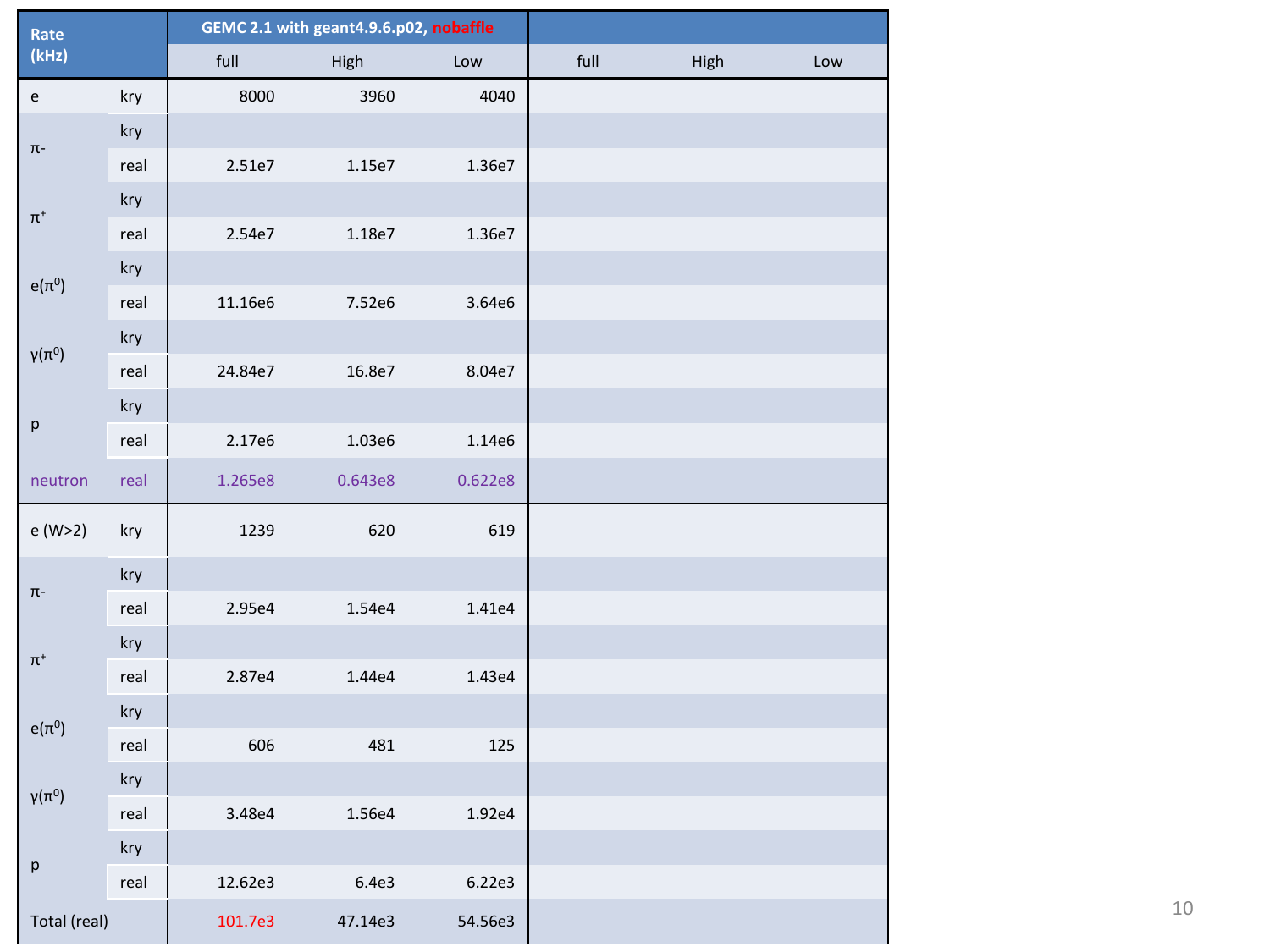| Rate (kHz) | | GEMC 2.1 with geant4.9.6.p02, nobaffle | | | | | |
|---|---|---|---|---|---|---|---|
| | | full | High | Low | full | High | Low |
| e | kry | 8000 | 3960 | 4040 | | | |
| π- | kry | | | | | | |
| | real | 2.51e7 | 1.15e7 | 1.36e7 | | | |
| $\pi^+$ | kry | | | | | | |
| | real | 2.54e7 | 1.18e7 | 1.36e7 | | | |
| $e(\pi^0)$ | kry | | | | | | |
| | real | 11.16e6 | 7.52e6 | 3.64e6 | | | |
| $\gamma(\pi^0)$ | kry | | | | | | |
| | real | 24.84e7 | 16.8e7 | 8.04e7 | | | |
| p | kry | | | | | | |
| | real | 2.17e6 | 1.03e6 | 1.14e6 | | | |
| neutron | real | 1.265e8 | 0.643e8 | 0.622e8 | | | |
| e (W>2) | kry | 1239 | 620 | 619 | | | |
| π- | kry | | | | | | |
| | real | 2.95e4 | 1.54e4 | 1.41e4 | | | |
| $\pi^+$ | kry | | | | | | |
| | real | 2.87e4 | 1.44e4 | 1.43e4 | | | |
| $e(\pi^0)$ | kry | | | | | | |
| | real | 606 | 481 | 125 | | | |
| $\gamma(\pi^0)$ | kry | | | | | | |
| | real | 3.48e4 | 1.56e4 | 1.92e4 | | | |
| p | kry | | | | | | |
| | real | 12.62e3 | 6.4e3 | 6.22e3 | | | |
| Total (real) | | 101.7e3 | 47.14e3 | 54.56e3 | | | |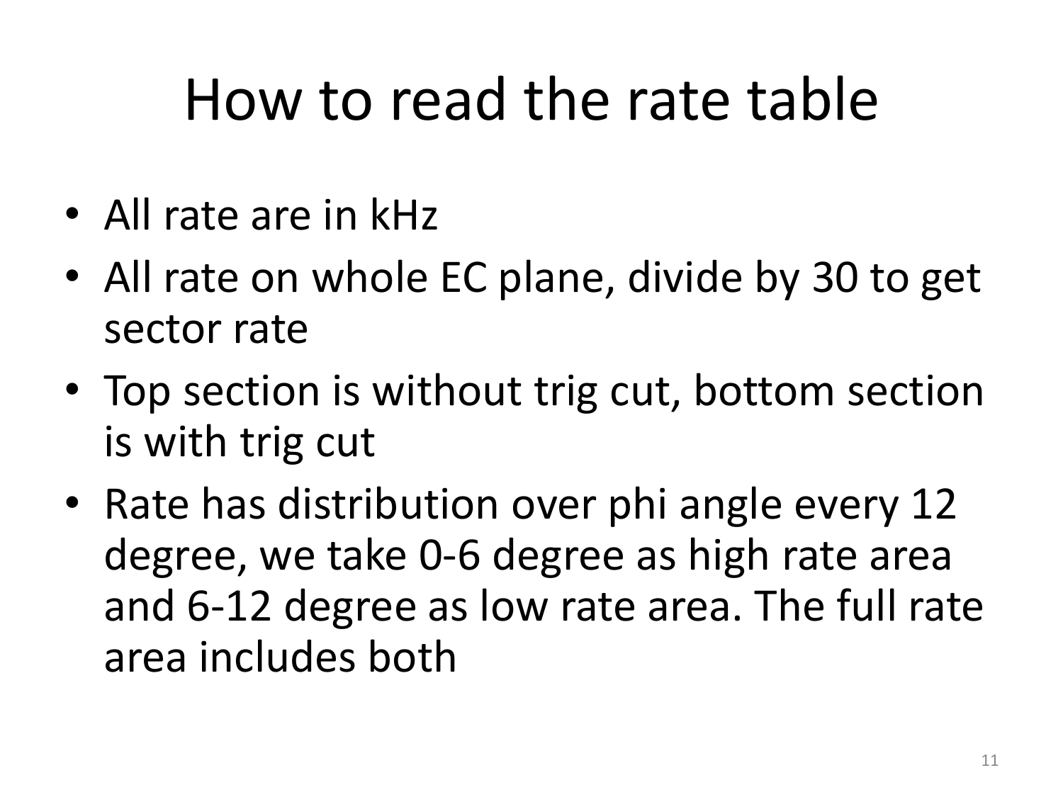# How to read the rate table

- All rate are in kHz
- All rate on whole EC plane, divide by 30 to get sector rate
- Top section is without trig cut, bottom section is with trig cut
- Rate has distribution over phi angle every 12 degree, we take 0-6 degree as high rate area and 6-12 degree as low rate area. The full rate area includes both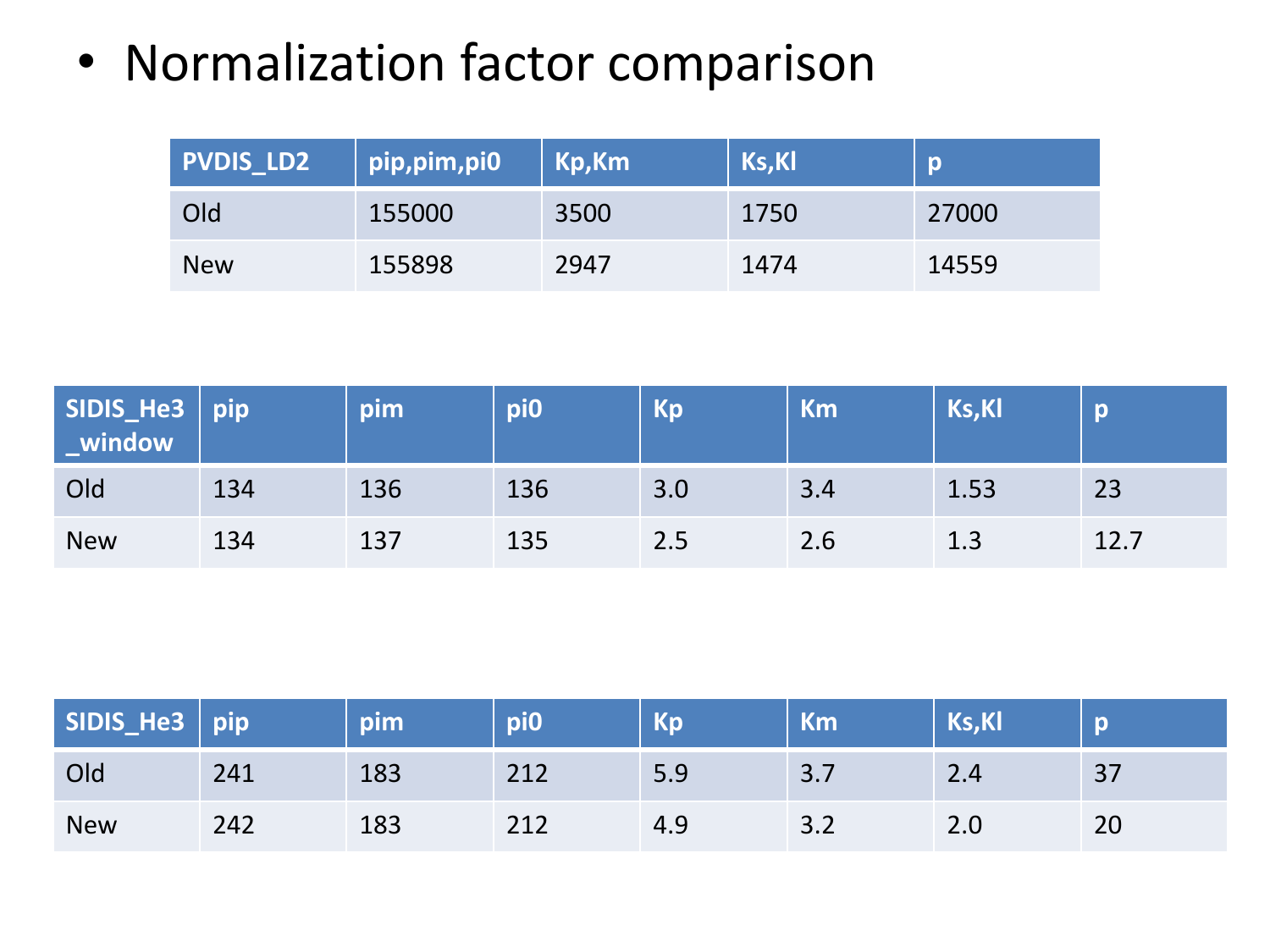- Normalization factor comparison

| PVDIS_LD2 | pip,pim,pi0 | Kp,Km | Ks,Kl | p |
|---|---|---|---|---|
| Old | 155000 | 3500 | 1750 | 27000 |
| New | 155898 | 2947 | 1474 | 14559 |

| SIDIS_He3_window | pip | pim | pi0 | Kp | Km | Ks,Kl | p |
|---|---|---|---|---|---|---|---|
| Old | 134 | 136 | 136 | 3.0 | 3.4 | 1.53 | 23 |
| New | 134 | 137 | 135 | 2.5 | 2.6 | 1.3 | 12.7 |

| SIDIS_He3 | pip | pim | pi0 | Kp | Km | Ks,Kl | p |
|---|---|---|---|---|---|---|---|
| Old | 241 | 183 | 212 | 5.9 | 3.7 | 2.4 | 37 |
| New | 242 | 183 | 212 | 4.9 | 3.2 | 2.0 | 20 |